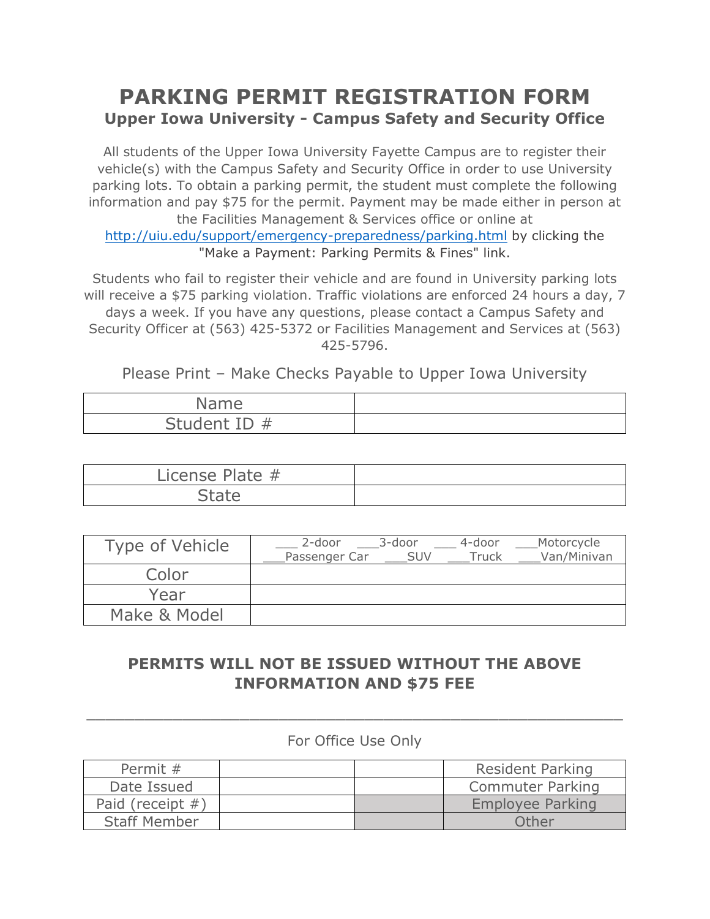# PARKING PERMIT REGISTRATION FORM

## Upper Iowa University - Campus Safety and Security Office

All students of the Upper Iowa University Fayette Campus are to register their vehicle(s) with the Campus Safety and Security Office in order to use University parking lots. To obtain a parking permit, the student must complete the following information and pay $75 for the permit. Payment may be made either in person at the Facilities Management & Services office or online at http://uiu.edu/support/emergency-preparedness/parking.html by clicking the "Make a Payment: Parking Permits & Fines" link.

Students who fail to register their vehicle and are found in University parking lots will receive a $75 parking violation. Traffic violations are enforced 24 hours a day, 7 days a week. If you have any questions, please contact a Campus Safety and Security Officer at (563) 425-5372 or Facilities Management and Services at (563) 425-5796.

Please Print – Make Checks Payable to Upper Iowa University

| | |
|---|---|
| Name | |
| Student ID # | |

| | |
|---|---|
| License Plate # | |
| State | |

| | |
|---|---|
| Type of Vehicle | ___ 2-door ___3-door ___ 4-door ___Motorcycle ___Passenger Car ___SUV ___Truck ___Van/Minivan |
| Color | |
| Year | |
| Make & Model | |

**PERMITS WILL NOT BE ISSUED WITHOUT THE ABOVE INFORMATION AND $75 FEE**

---

For Office Use Only

| | | | |
|---|---|---|---|
| Permit # | | | Resident Parking |
| Date Issued | | | Commuter Parking |
| Paid (receipt #) | | | Employee Parking |
| Staff Member | | | Other |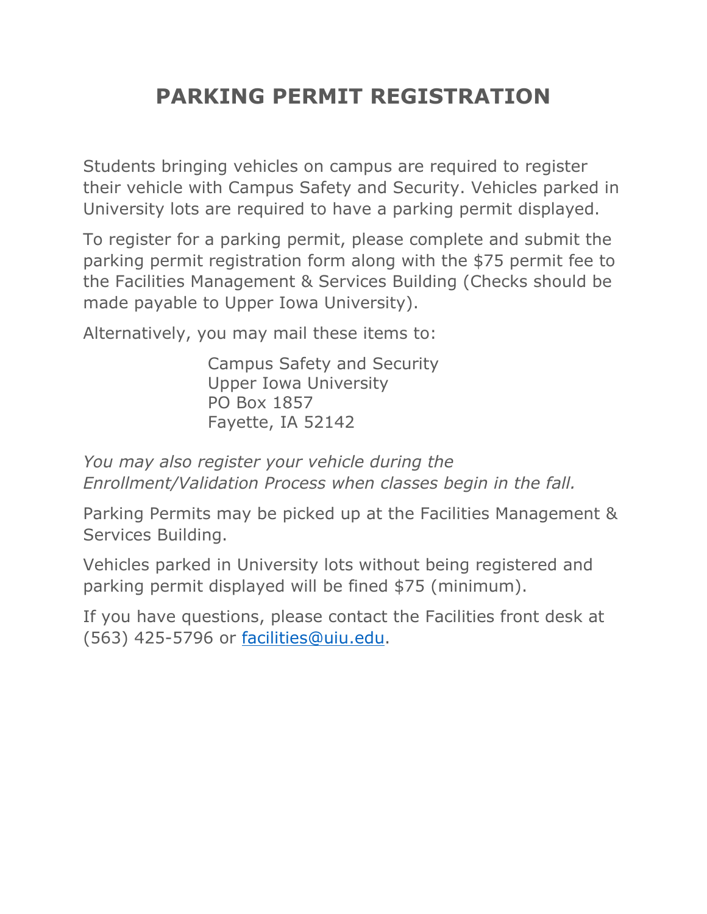# PARKING PERMIT REGISTRATION

Students bringing vehicles on campus are required to register their vehicle with Campus Safety and Security. Vehicles parked in University lots are required to have a parking permit displayed.

To register for a parking permit, please complete and submit the parking permit registration form along with the $75 permit fee to the Facilities Management & Services Building (Checks should be made payable to Upper Iowa University).

Alternatively, you may mail these items to:

> Campus Safety and Security
> Upper Iowa University
> PO Box 1857
> Fayette, IA 52142

*You may also register your vehicle during the Enrollment/Validation Process when classes begin in the fall.*

Parking Permits may be picked up at the Facilities Management & Services Building.

Vehicles parked in University lots without being registered and parking permit displayed will be fined $75 (minimum).

If you have questions, please contact the Facilities front desk at (563) 425-5796 or [facilities@uiu.edu](mailto:facilities@uiu.edu).